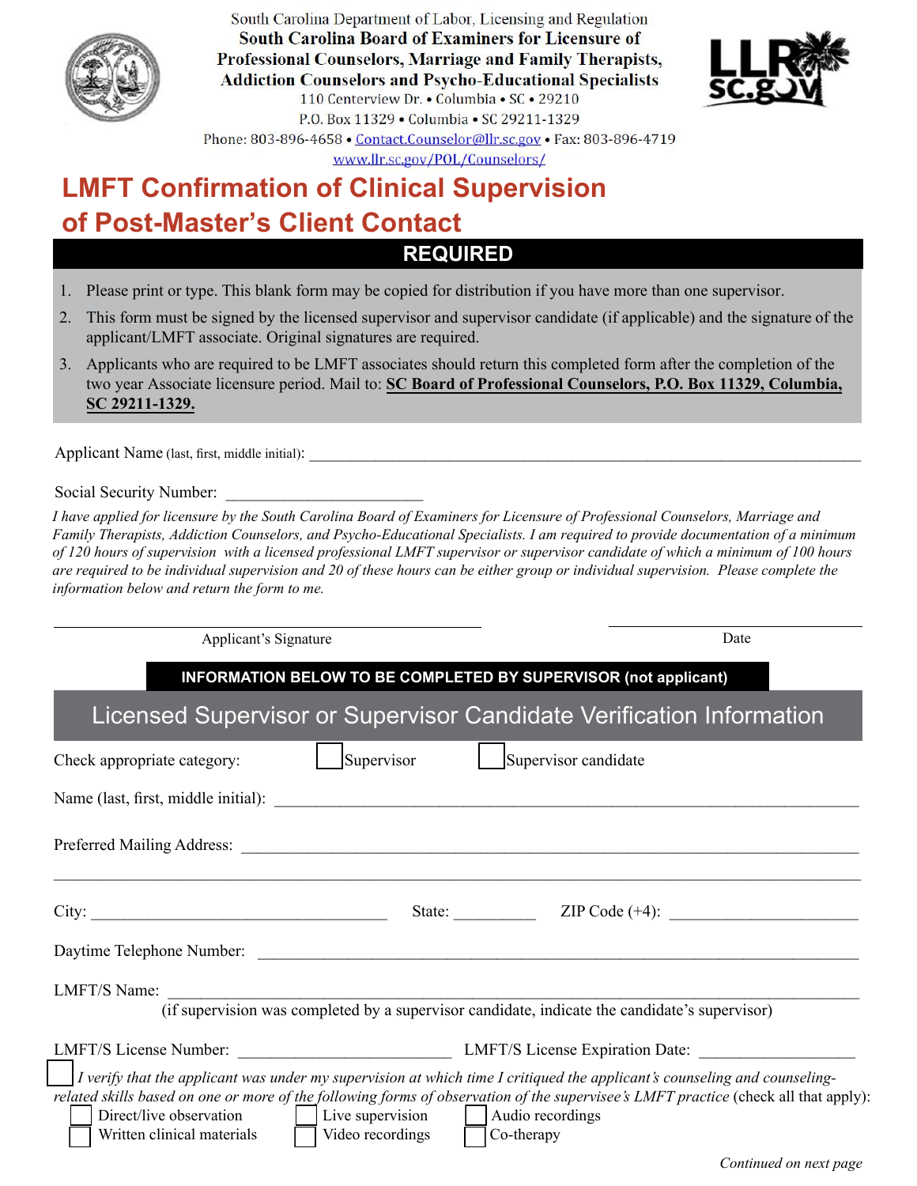South Carolina Department of Labor, Licensing and Regulation

**South Carolina Board of Examiners for Licensure of Professional Counselors, Marriage and Family Therapists, Addiction Counselors and Psycho-Educational Specialists**

110 Centerview Dr. • Columbia • SC • 29210

P.O. Box 11329 • Columbia • SC 29211-1329

Phone: 803-896-4658 • Contact.Counselor@llr.sc.gov • Fax: 803-896-4719

www.llr.sc.gov/POL/Counselors/

# LMFT Confirmation of Clinical Supervision of Post-Master's Client Contact

## REQUIRED

1. Please print or type. This blank form may be copied for distribution if you have more than one supervisor.
2. This form must be signed by the licensed supervisor and supervisor candidate (if applicable) and the signature of the applicant/LMFT associate. Original signatures are required.
3. Applicants who are required to be LMFT associates should return this completed form after the completion of the two year Associate licensure period. Mail to: **SC Board of Professional Counselors, P.O. Box 11329, Columbia, SC 29211-1329.**

Applicant Name (last, first, middle initial): ______________________________________________

Social Security Number: ______________________

*I have applied for licensure by the South Carolina Board of Examiners for Licensure of Professional Counselors, Marriage and Family Therapists, Addiction Counselors, and Psycho-Educational Specialists. I am required to provide documentation of a minimum of 120 hours of supervision with a licensed professional LMFT supervisor or supervisor candidate of which a minimum of 100 hours are required to be individual supervision and 20 of these hours can be either group or individual supervision. Please complete the information below and return the form to me.*

______________________________________ Applicant's Signature

______________________ Date

**INFORMATION BELOW TO BE COMPLETED BY SUPERVISOR (not applicant)**

## Licensed Supervisor or Supervisor Candidate Verification Information

Check appropriate category: ☐ Supervisor ☐ Supervisor candidate

Name (last, first, middle initial): ______________________________________________

Preferred Mailing Address: ______________________________________________

______________________________________________

City: ______________________ State: __________ ZIP Code (+4): ______________________

Daytime Telephone Number: ______________________________________________

LMFT/S Name: ______________________________________________
(if supervision was completed by a supervisor candidate, indicate the candidate's supervisor)

LMFT/S License Number: ______________________ LMFT/S License Expiration Date: __________________

☐ *I verify that the applicant was under my supervision at which time I critiqued the applicant's counseling and counseling-related skills based on one or more of the following forms of observation of the supervisee's LMFT practice* (check all that apply):

☐ Direct/live observation ☐ Live supervision ☐ Audio recordings
☐ Written clinical materials ☐ Video recordings ☐ Co-therapy

*Continued on next page*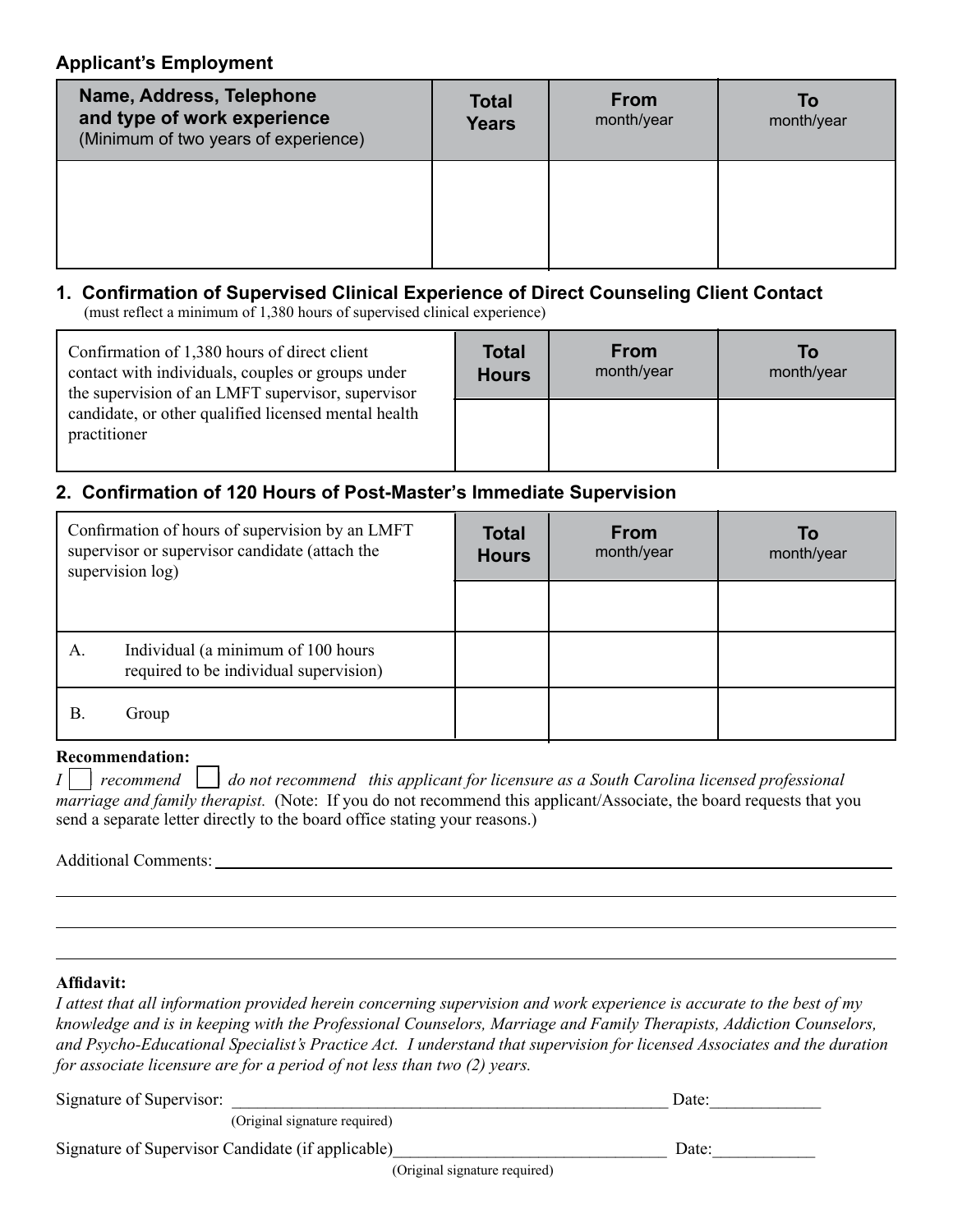## Applicant's Employment

| Name, Address, Telephone and type of work experience (Minimum of two years of experience) | Total Years | From month/year | To month/year |
|---|---|---|---|
| | | | |

## 1. Confirmation of Supervised Clinical Experience of Direct Counseling Client Contact

(must reflect a minimum of 1,380 hours of supervised clinical experience)

| Confirmation of 1,380 hours of direct client contact with individuals, couples or groups under the supervision of an LMFT supervisor, supervisor candidate, or other qualified licensed mental health practitioner | Total Hours | From month/year | To month/year |
|---|---|---|---|
| | | | |

## 2. Confirmation of 120 Hours of Post-Master's Immediate Supervision

| Confirmation of hours of supervision by an LMFT supervisor or supervisor candidate (attach the supervision log) | Total Hours | From month/year | To month/year |
|---|---|---|---|
| | | | |
| A. Individual (a minimum of 100 hours required to be individual supervision) | | | |
| B. Group | | | |

**Recommendation:**

*I* ☐ *recommend* ☐ *do not recommend this applicant for licensure as a South Carolina licensed professional marriage and family therapist.* (Note: If you do not recommend this applicant/Associate, the board requests that you send a separate letter directly to the board office stating your reasons.)

Additional Comments: ____________________________________________________________

____________________________________________________________

____________________________________________________________

____________________________________________________________

**Affidavit:**

*I attest that all information provided herein concerning supervision and work experience is accurate to the best of my knowledge and is in keeping with the Professional Counselors, Marriage and Family Therapists, Addiction Counselors, and Psycho-Educational Specialist's Practice Act. I understand that supervision for licensed Associates and the duration for associate licensure are for a period of not less than two (2) years.*

Signature of Supervisor: ____________________________________________ Date:_____________

(Original signature required)

Signature of Supervisor Candidate (if applicable)________________________________ Date:____________

(Original signature required)